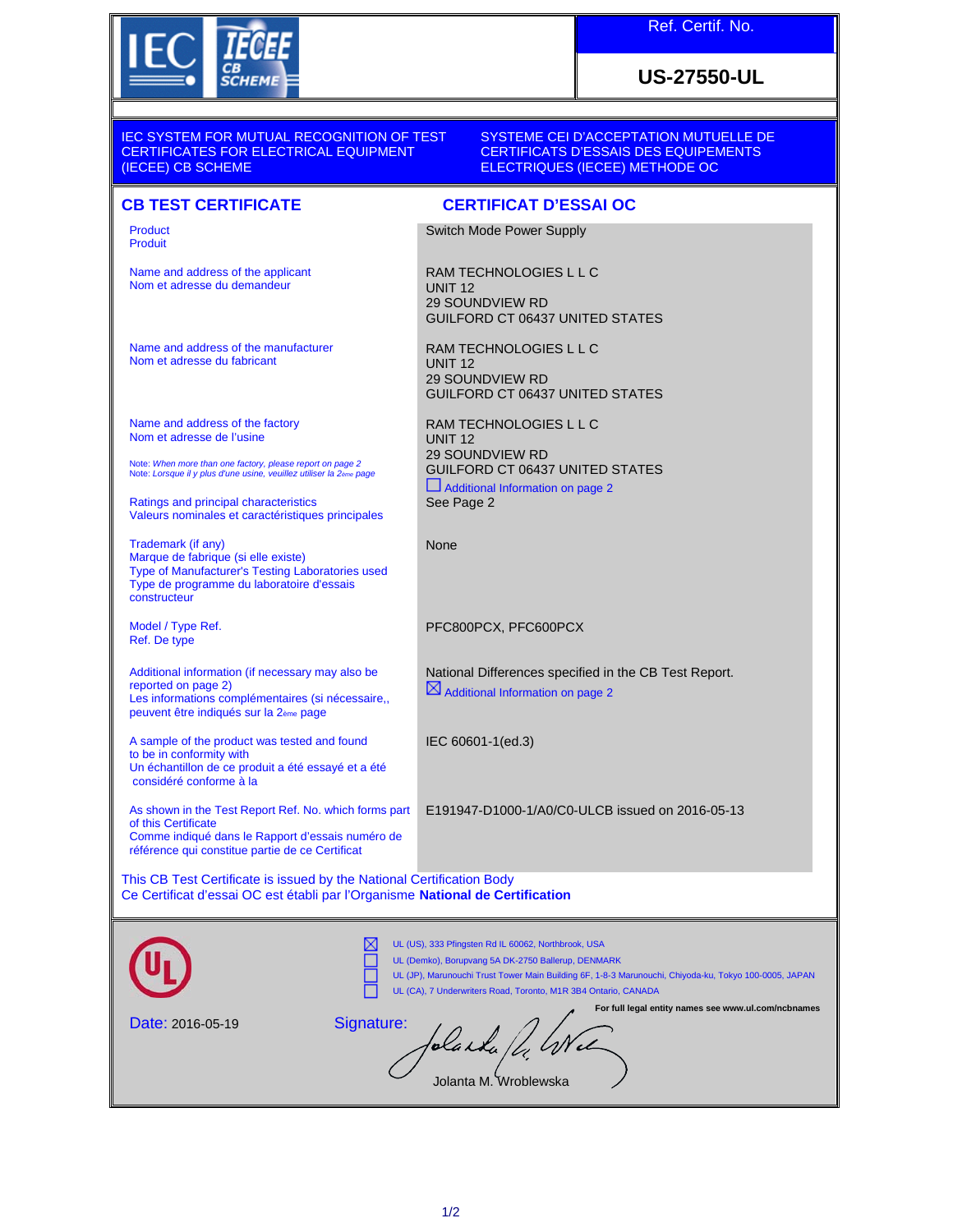**Ref. Certif. No.**

**US-27550-UL**

IEC SYSTEM FOR MUTUAL RECOGNITION OF TEST CERTIFICATES FOR ELECTRICAL EQUIPMENT (IECEE) CB SCHEME

SYSTEME CEI D'ACCEPTATION MUTUELLE DE CERTIFICATS D'ESSAIS DES EQUIPEMENTS ELECTRIQUES (IECEE) METHODE OC

## CB TEST CERTIFICATE

## CERTIFICAT D'ESSAI OC

| | |
|---|---|
| Product<br>Produit | Switch Mode Power Supply |
| Name and address of the applicant<br>Nom et adresse du demandeur | RAM TECHNOLOGIES L L C<br>UNIT 12<br>29 SOUNDVIEW RD<br>GUILFORD CT 06437 UNITED STATES |
| Name and address of the manufacturer<br>Nom et adresse du fabricant | RAM TECHNOLOGIES L L C<br>UNIT 12<br>29 SOUNDVIEW RD<br>GUILFORD CT 06437 UNITED STATES |
| Name and address of the factory<br>Nom et adresse de l'usine<br><br>Note: *When more than one factory, please report on page 2*<br>Note: *Lorsque il y plus d'une usine, veuillez utiliser la 2ème page* | RAM TECHNOLOGIES L L C<br>UNIT 12<br>29 SOUNDVIEW RD<br>GUILFORD CT 06437 UNITED STATES<br>☐ Additional Information on page 2 |
| Ratings and principal characteristics<br>Valeurs nominales et caractéristiques principales | See Page 2 |
| Trademark (if any)<br>Marque de fabrique (si elle existe)<br>Type of Manufacturer's Testing Laboratories used<br>Type de programme du laboratoire d'essais constructeur | None |
| Model / Type Ref.<br>Ref. De type | PFC800PCX, PFC600PCX |
| Additional information (if necessary may also be reported on page 2)<br>Les informations complémentaires (si nécessaire,, peuvent être indiqués sur la 2ème page | National Differences specified in the CB Test Report.<br>☒ Additional Information on page 2 |
| A sample of the product was tested and found to be in conformity with<br>Un échantillon de ce produit a été essayé et a été considéré conforme à la | IEC 60601-1(ed.3) |
| As shown in the Test Report Ref. No. which forms part of this Certificate<br>Comme indiqué dans le Rapport d'essais numéro de référence qui constitue partie de ce Certificat | E191947-D1000-1/A0/C0-ULCB issued on 2016-05-13 |

This CB Test Certificate is issued by the National Certification Body
Ce Certificat d'essai OC est établi par l'Organisme **National de Certification**

☒ UL (US), 333 Pfingsten Rd IL 60062, Northbrook, USA
☐ UL (Demko), Borupvang 5A DK-2750 Ballerup, DENMARK
☐ UL (JP), Marunouchi Trust Tower Main Building 6F, 1-8-3 Marunouchi, Chiyoda-ku, Tokyo 100-0005, JAPAN
☐ UL (CA), 7 Underwriters Road, Toronto, M1R 3B4 Ontario, CANADA

**For full legal entity names see www.ul.com/ncbnames**

Date: 2016-05-19

Signature:

Jolanta M. Wroblewska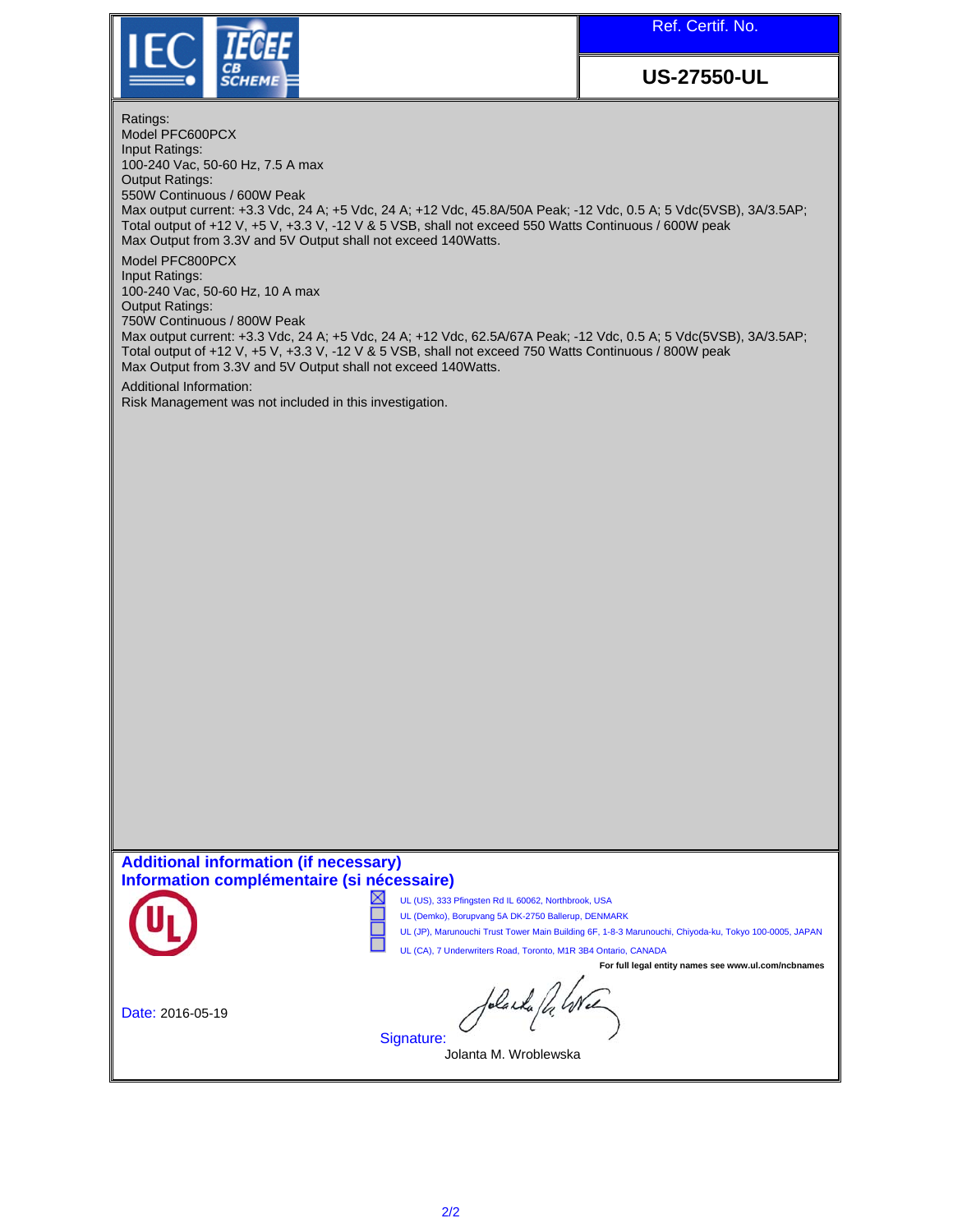Ref. Certif. No.

**US-27550-UL**

Ratings:
Model PFC600PCX
Input Ratings:
100-240 Vac, 50-60 Hz, 7.5 A max
Output Ratings:
550W Continuous / 600W Peak
Max output current: +3.3 Vdc, 24 A; +5 Vdc, 24 A; +12 Vdc, 45.8A/50A Peak; -12 Vdc, 0.5 A; 5 Vdc(5VSB), 3A/3.5AP;
Total output of +12 V, +5 V, +3.3 V, -12 V & 5 VSB, shall not exceed 550 Watts Continuous / 600W peak
Max Output from 3.3V and 5V Output shall not exceed 140Watts.

Model PFC800PCX
Input Ratings:
100-240 Vac, 50-60 Hz, 10 A max
Output Ratings:
750W Continuous / 800W Peak
Max output current: +3.3 Vdc, 24 A; +5 Vdc, 24 A; +12 Vdc, 62.5A/67A Peak; -12 Vdc, 0.5 A; 5 Vdc(5VSB), 3A/3.5AP;
Total output of +12 V, +5 V, +3.3 V, -12 V & 5 VSB, shall not exceed 750 Watts Continuous / 800W peak
Max Output from 3.3V and 5V Output shall not exceed 140Watts.

Additional Information:
Risk Management was not included in this investigation.

**Additional information (if necessary)**
**Information complémentaire (si nécessaire)**

- [x] UL (US), 333 Pfingsten Rd IL 60062, Northbrook, USA
- [ ] UL (Demko), Borupvang 5A DK-2750 Ballerup, DENMARK
- [ ] UL (JP), Marunouchi Trust Tower Main Building 6F, 1-8-3 Marunouchi, Chiyoda-ku, Tokyo 100-0005, JAPAN
- [ ] UL (CA), 7 Underwriters Road, Toronto, M1R 3B4 Ontario, CANADA

**For full legal entity names see www.ul.com/ncbnames**

Date: 2016-05-19

Signature:
Jolanta M. Wroblewska